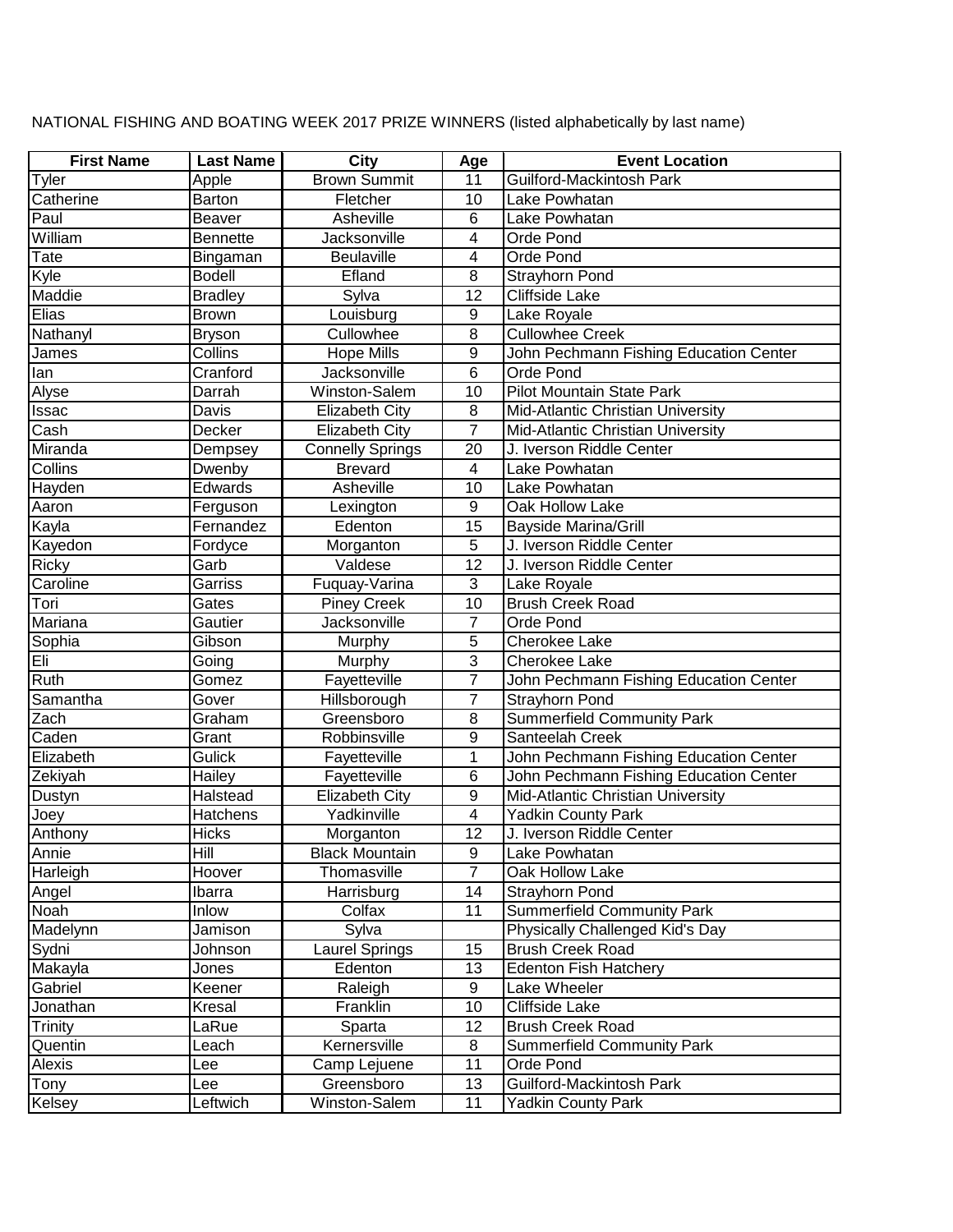NATIONAL FISHING AND BOATING WEEK 2017 PRIZE WINNERS (listed alphabetically by last name)

| First Name | Last Name | City | Age | Event Location |
|---|---|---|---|---|
| Tyler | Apple | Brown Summit | 11 | Guilford-Mackintosh Park |
| Catherine | Barton | Fletcher | 10 | Lake Powhatan |
| Paul | Beaver | Asheville | 6 | Lake Powhatan |
| William | Bennette | Jacksonville | 4 | Orde Pond |
| Tate | Bingaman | Beulaville | 4 | Orde Pond |
| Kyle | Bodell | Efland | 8 | Strayhorn Pond |
| Maddie | Bradley | Sylva | 12 | Cliffside Lake |
| Elias | Brown | Louisburg | 9 | Lake Royale |
| Nathanyl | Bryson | Cullowhee | 8 | Cullowhee Creek |
| James | Collins | Hope Mills | 9 | John Pechmann Fishing Education Center |
| Ian | Cranford | Jacksonville | 6 | Orde Pond |
| Alyse | Darrah | Winston-Salem | 10 | Pilot Mountain State Park |
| Issac | Davis | Elizabeth City | 8 | Mid-Atlantic Christian University |
| Cash | Decker | Elizabeth City | 7 | Mid-Atlantic Christian University |
| Miranda | Dempsey | Connelly Springs | 20 | J. Iverson Riddle Center |
| Collins | Dwenby | Brevard | 4 | Lake Powhatan |
| Hayden | Edwards | Asheville | 10 | Lake Powhatan |
| Aaron | Ferguson | Lexington | 9 | Oak Hollow Lake |
| Kayla | Fernandez | Edenton | 15 | Bayside Marina/Grill |
| Kayedon | Fordyce | Morganton | 5 | J. Iverson Riddle Center |
| Ricky | Garb | Valdese | 12 | J. Iverson Riddle Center |
| Caroline | Garriss | Fuquay-Varina | 3 | Lake Royale |
| Tori | Gates | Piney Creek | 10 | Brush Creek Road |
| Mariana | Gautier | Jacksonville | 7 | Orde Pond |
| Sophia | Gibson | Murphy | 5 | Cherokee Lake |
| Eli | Going | Murphy | 3 | Cherokee Lake |
| Ruth | Gomez | Fayetteville | 7 | John Pechmann Fishing Education Center |
| Samantha | Gover | Hillsborough | 7 | Strayhorn Pond |
| Zach | Graham | Greensboro | 8 | Summerfield Community Park |
| Caden | Grant | Robbinsville | 9 | Santeelah Creek |
| Elizabeth | Gulick | Fayetteville | 1 | John Pechmann Fishing Education Center |
| Zekiyah | Hailey | Fayetteville | 6 | John Pechmann Fishing Education Center |
| Dustyn | Halstead | Elizabeth City | 9 | Mid-Atlantic Christian University |
| Joey | Hatchens | Yadkinville | 4 | Yadkin County Park |
| Anthony | Hicks | Morganton | 12 | J. Iverson Riddle Center |
| Annie | Hill | Black Mountain | 9 | Lake Powhatan |
| Harleigh | Hoover | Thomasville | 7 | Oak Hollow Lake |
| Angel | Ibarra | Harrisburg | 14 | Strayhorn Pond |
| Noah | Inlow | Colfax | 11 | Summerfield Community Park |
| Madelynn | Jamison | Sylva | | Physically Challenged Kid's Day |
| Sydni | Johnson | Laurel Springs | 15 | Brush Creek Road |
| Makayla | Jones | Edenton | 13 | Edenton Fish Hatchery |
| Gabriel | Keener | Raleigh | 9 | Lake Wheeler |
| Jonathan | Kresal | Franklin | 10 | Cliffside Lake |
| Trinity | LaRue | Sparta | 12 | Brush Creek Road |
| Quentin | Leach | Kernersville | 8 | Summerfield Community Park |
| Alexis | Lee | Camp Lejuene | 11 | Orde Pond |
| Tony | Lee | Greensboro | 13 | Guilford-Mackintosh Park |
| Kelsey | Leftwich | Winston-Salem | 11 | Yadkin County Park |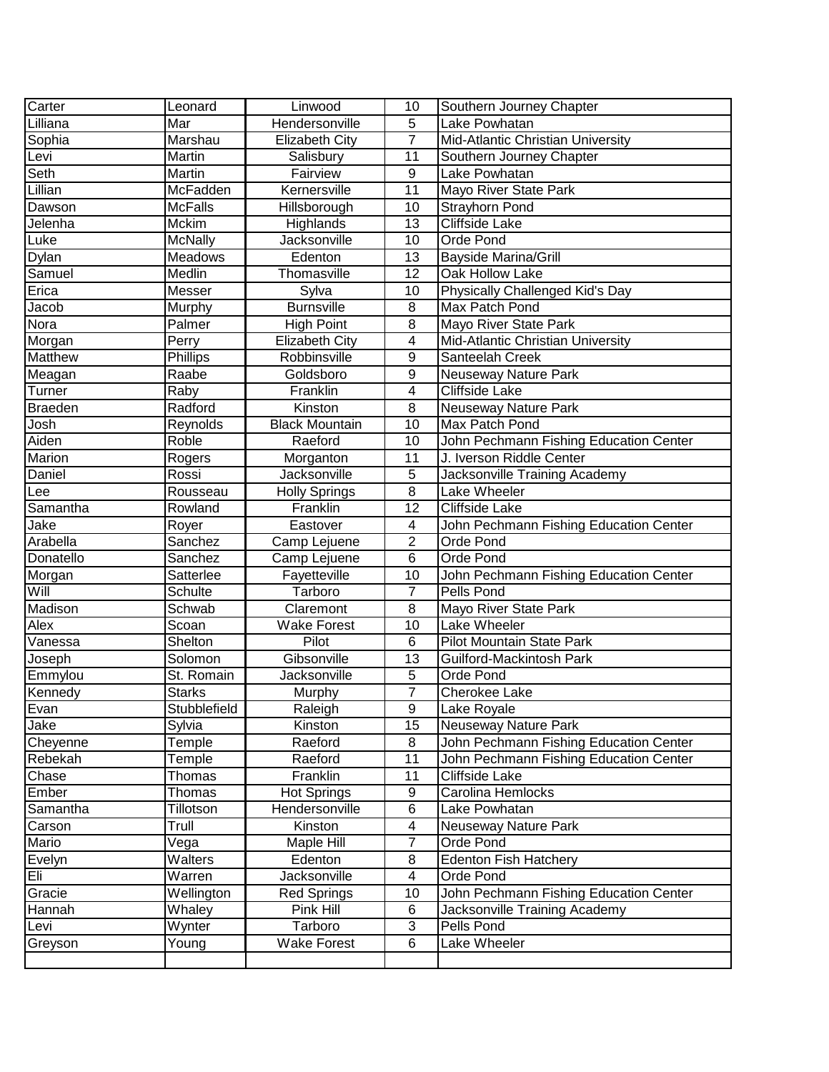| | | | | |
|---|---|---|---|---|
| Carter | Leonard | Linwood | 10 | Southern Journey Chapter |
| Lilliana | Mar | Hendersonville | 5 | Lake Powhatan |
| Sophia | Marshau | Elizabeth City | 7 | Mid-Atlantic Christian University |
| Levi | Martin | Salisbury | 11 | Southern Journey Chapter |
| Seth | Martin | Fairview | 9 | Lake Powhatan |
| Lillian | McFadden | Kernersville | 11 | Mayo River State Park |
| Dawson | McFalls | Hillsborough | 10 | Strayhorn Pond |
| Jelenha | Mckim | Highlands | 13 | Cliffside Lake |
| Luke | McNally | Jacksonville | 10 | Orde Pond |
| Dylan | Meadows | Edenton | 13 | Bayside Marina/Grill |
| Samuel | Medlin | Thomasville | 12 | Oak Hollow Lake |
| Erica | Messer | Sylva | 10 | Physically Challenged Kid's Day |
| Jacob | Murphy | Burnsville | 8 | Max Patch Pond |
| Nora | Palmer | High Point | 8 | Mayo River State Park |
| Morgan | Perry | Elizabeth City | 4 | Mid-Atlantic Christian University |
| Matthew | Phillips | Robbinsville | 9 | Santeelah Creek |
| Meagan | Raabe | Goldsboro | 9 | Neuseway Nature Park |
| Turner | Raby | Franklin | 4 | Cliffside Lake |
| Braeden | Radford | Kinston | 8 | Neuseway Nature Park |
| Josh | Reynolds | Black Mountain | 10 | Max Patch Pond |
| Aiden | Roble | Raeford | 10 | John Pechmann Fishing Education Center |
| Marion | Rogers | Morganton | 11 | J. Iverson Riddle Center |
| Daniel | Rossi | Jacksonville | 5 | Jacksonville Training Academy |
| Lee | Rousseau | Holly Springs | 8 | Lake Wheeler |
| Samantha | Rowland | Franklin | 12 | Cliffside Lake |
| Jake | Royer | Eastover | 4 | John Pechmann Fishing Education Center |
| Arabella | Sanchez | Camp Lejuene | 2 | Orde Pond |
| Donatello | Sanchez | Camp Lejuene | 6 | Orde Pond |
| Morgan | Satterlee | Fayetteville | 10 | John Pechmann Fishing Education Center |
| Will | Schulte | Tarboro | 7 | Pells Pond |
| Madison | Schwab | Claremont | 8 | Mayo River State Park |
| Alex | Scoan | Wake Forest | 10 | Lake Wheeler |
| Vanessa | Shelton | Pilot | 6 | Pilot Mountain State Park |
| Joseph | Solomon | Gibsonville | 13 | Guilford-Mackintosh Park |
| Emmylou | St. Romain | Jacksonville | 5 | Orde Pond |
| Kennedy | Starks | Murphy | 7 | Cherokee Lake |
| Evan | Stubblefield | Raleigh | 9 | Lake Royale |
| Jake | Sylvia | Kinston | 15 | Neuseway Nature Park |
| Cheyenne | Temple | Raeford | 8 | John Pechmann Fishing Education Center |
| Rebekah | Temple | Raeford | 11 | John Pechmann Fishing Education Center |
| Chase | Thomas | Franklin | 11 | Cliffside Lake |
| Ember | Thomas | Hot Springs | 9 | Carolina Hemlocks |
| Samantha | Tillotson | Hendersonville | 6 | Lake Powhatan |
| Carson | Trull | Kinston | 4 | Neuseway Nature Park |
| Mario | Vega | Maple Hill | 7 | Orde Pond |
| Evelyn | Walters | Edenton | 8 | Edenton Fish Hatchery |
| Eli | Warren | Jacksonville | 4 | Orde Pond |
| Gracie | Wellington | Red Springs | 10 | John Pechmann Fishing Education Center |
| Hannah | Whaley | Pink Hill | 6 | Jacksonville Training Academy |
| Levi | Wynter | Tarboro | 3 | Pells Pond |
| Greyson | Young | Wake Forest | 6 | Lake Wheeler |
| | | | | |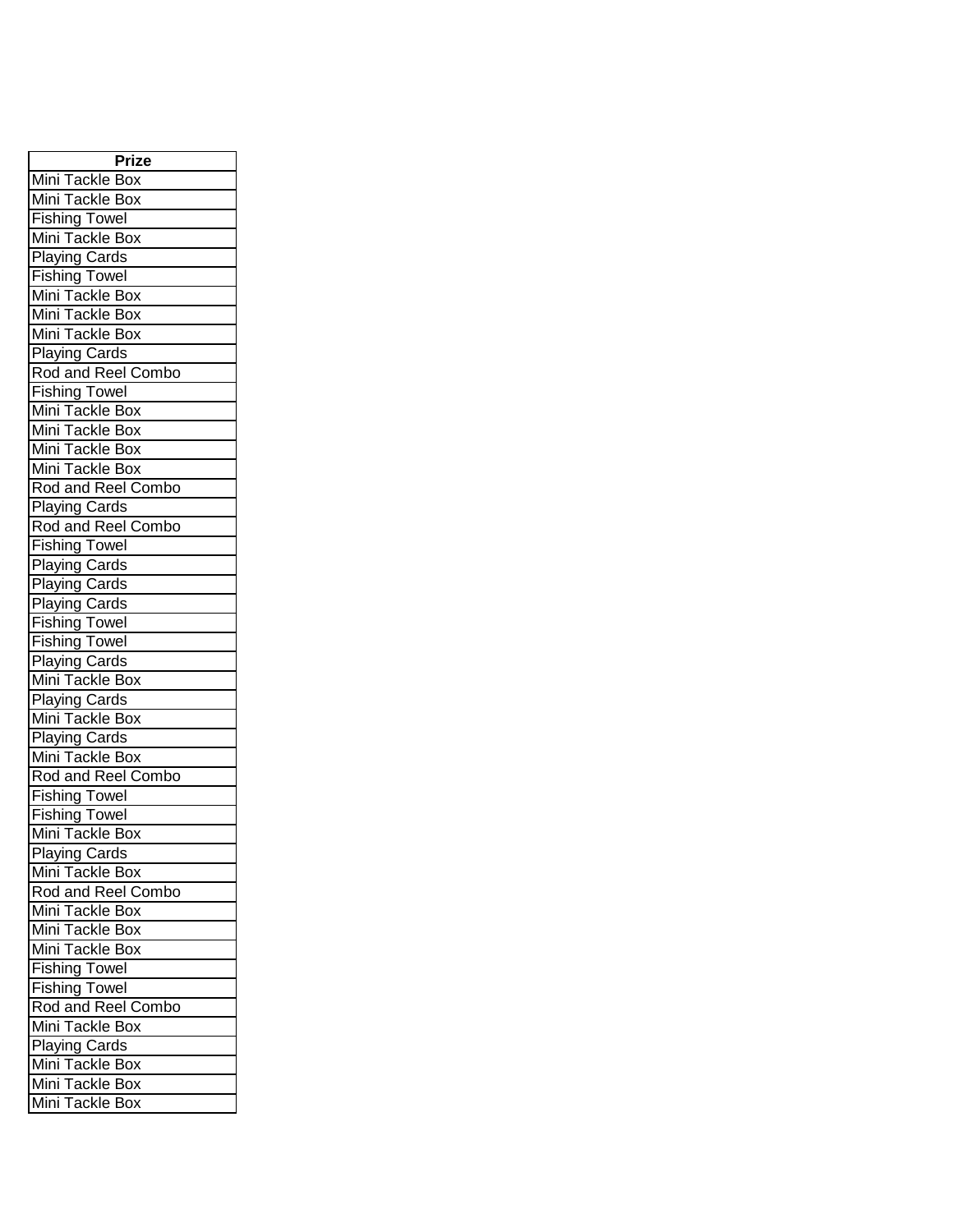| Prize |
| --- |
| Mini Tackle Box |
| Mini Tackle Box |
| Fishing Towel |
| Mini Tackle Box |
| Playing Cards |
| Fishing Towel |
| Mini Tackle Box |
| Mini Tackle Box |
| Mini Tackle Box |
| Playing Cards |
| Rod and Reel Combo |
| Fishing Towel |
| Mini Tackle Box |
| Mini Tackle Box |
| Mini Tackle Box |
| Mini Tackle Box |
| Rod and Reel Combo |
| Playing Cards |
| Rod and Reel Combo |
| Fishing Towel |
| Playing Cards |
| Playing Cards |
| Playing Cards |
| Fishing Towel |
| Fishing Towel |
| Playing Cards |
| Mini Tackle Box |
| Playing Cards |
| Mini Tackle Box |
| Playing Cards |
| Mini Tackle Box |
| Rod and Reel Combo |
| Fishing Towel |
| Fishing Towel |
| Mini Tackle Box |
| Playing Cards |
| Mini Tackle Box |
| Rod and Reel Combo |
| Mini Tackle Box |
| Mini Tackle Box |
| Mini Tackle Box |
| Fishing Towel |
| Fishing Towel |
| Rod and Reel Combo |
| Mini Tackle Box |
| Playing Cards |
| Mini Tackle Box |
| Mini Tackle Box |
| Mini Tackle Box |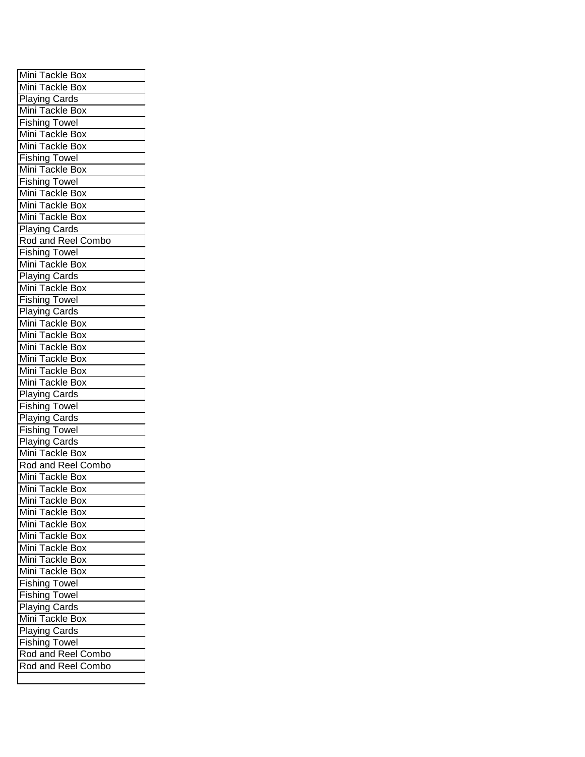| |
|---|
| Mini Tackle Box |
| Mini Tackle Box |
| Playing Cards |
| Mini Tackle Box |
| Fishing Towel |
| Mini Tackle Box |
| Mini Tackle Box |
| Fishing Towel |
| Mini Tackle Box |
| Fishing Towel |
| Mini Tackle Box |
| Mini Tackle Box |
| Mini Tackle Box |
| Playing Cards |
| Rod and Reel Combo |
| Fishing Towel |
| Mini Tackle Box |
| Playing Cards |
| Mini Tackle Box |
| Fishing Towel |
| Playing Cards |
| Mini Tackle Box |
| Mini Tackle Box |
| Mini Tackle Box |
| Mini Tackle Box |
| Mini Tackle Box |
| Mini Tackle Box |
| Playing Cards |
| Fishing Towel |
| Playing Cards |
| Fishing Towel |
| Playing Cards |
| Mini Tackle Box |
| Rod and Reel Combo |
| Mini Tackle Box |
| Mini Tackle Box |
| Mini Tackle Box |
| Mini Tackle Box |
| Mini Tackle Box |
| Mini Tackle Box |
| Mini Tackle Box |
| Mini Tackle Box |
| Mini Tackle Box |
| Fishing Towel |
| Fishing Towel |
| Playing Cards |
| Mini Tackle Box |
| Playing Cards |
| Fishing Towel |
| Rod and Reel Combo |
| Rod and Reel Combo |
| |